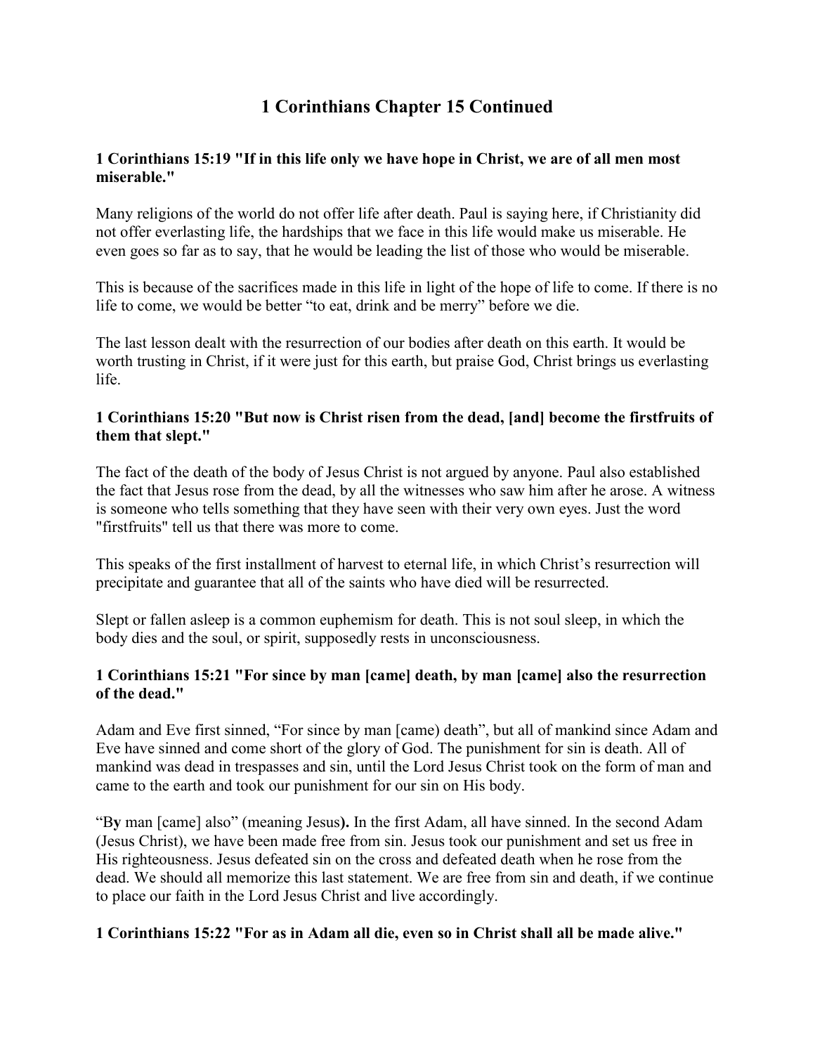# 1 Corinthians Chapter 15 Continued

**1 Corinthians 15:19 "If in this life only we have hope in Christ, we are of all men most miserable."**

Many religions of the world do not offer life after death. Paul is saying here, if Christianity did not offer everlasting life, the hardships that we face in this life would make us miserable. He even goes so far as to say, that he would be leading the list of those who would be miserable.

This is because of the sacrifices made in this life in light of the hope of life to come. If there is no life to come, we would be better "to eat, drink and be merry" before we die.

The last lesson dealt with the resurrection of our bodies after death on this earth. It would be worth trusting in Christ, if it were just for this earth, but praise God, Christ brings us everlasting life.

**1 Corinthians 15:20 "But now is Christ risen from the dead, [and] become the firstfruits of them that slept."**

The fact of the death of the body of Jesus Christ is not argued by anyone. Paul also established the fact that Jesus rose from the dead, by all the witnesses who saw him after he arose. A witness is someone who tells something that they have seen with their very own eyes. Just the word "firstfruits" tell us that there was more to come.

This speaks of the first installment of harvest to eternal life, in which Christ's resurrection will precipitate and guarantee that all of the saints who have died will be resurrected.

Slept or fallen asleep is a common euphemism for death. This is not soul sleep, in which the body dies and the soul, or spirit, supposedly rests in unconsciousness.

**1 Corinthians 15:21 "For since by man [came] death, by man [came] also the resurrection of the dead."**

Adam and Eve first sinned, "For since by man [came) death", but all of mankind since Adam and Eve have sinned and come short of the glory of God. The punishment for sin is death. All of mankind was dead in trespasses and sin, until the Lord Jesus Christ took on the form of man and came to the earth and took our punishment for our sin on His body.

"B**y** man [came] also" (meaning Jesus**).** In the first Adam, all have sinned. In the second Adam (Jesus Christ), we have been made free from sin. Jesus took our punishment and set us free in His righteousness. Jesus defeated sin on the cross and defeated death when he rose from the dead. We should all memorize this last statement. We are free from sin and death, if we continue to place our faith in the Lord Jesus Christ and live accordingly.

**1 Corinthians 15:22 "For as in Adam all die, even so in Christ shall all be made alive."**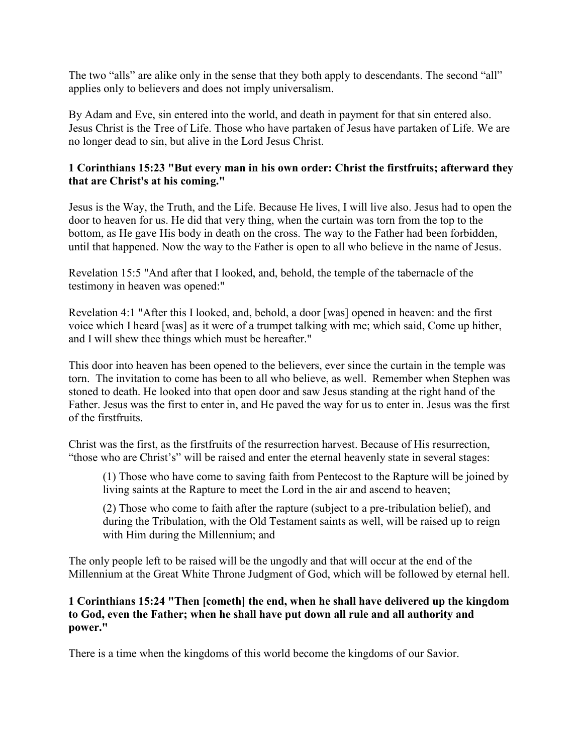The two “alls” are alike only in the sense that they both apply to descendants. The second “all” applies only to believers and does not imply universalism.

By Adam and Eve, sin entered into the world, and death in payment for that sin entered also. Jesus Christ is the Tree of Life. Those who have partaken of Jesus have partaken of Life. We are no longer dead to sin, but alive in the Lord Jesus Christ.

**1 Corinthians 15:23 "But every man in his own order: Christ the firstfruits; afterward they that are Christ's at his coming."**

Jesus is the Way, the Truth, and the Life. Because He lives, I will live also. Jesus had to open the door to heaven for us. He did that very thing, when the curtain was torn from the top to the bottom, as He gave His body in death on the cross. The way to the Father had been forbidden, until that happened. Now the way to the Father is open to all who believe in the name of Jesus.

Revelation 15:5 "And after that I looked, and, behold, the temple of the tabernacle of the testimony in heaven was opened:"

Revelation 4:1 "After this I looked, and, behold, a door [was] opened in heaven: and the first voice which I heard [was] as it were of a trumpet talking with me; which said, Come up hither, and I will shew thee things which must be hereafter."

This door into heaven has been opened to the believers, ever since the curtain in the temple was torn. The invitation to come has been to all who believe, as well. Remember when Stephen was stoned to death. He looked into that open door and saw Jesus standing at the right hand of the Father. Jesus was the first to enter in, and He paved the way for us to enter in. Jesus was the first of the firstfruits.

Christ was the first, as the firstfruits of the resurrection harvest. Because of His resurrection, “those who are Christ’s” will be raised and enter the eternal heavenly state in several stages:

> (1) Those who have come to saving faith from Pentecost to the Rapture will be joined by living saints at the Rapture to meet the Lord in the air and ascend to heaven;
>
> (2) Those who come to faith after the rapture (subject to a pre-tribulation belief), and during the Tribulation, with the Old Testament saints as well, will be raised up to reign with Him during the Millennium; and

The only people left to be raised will be the ungodly and that will occur at the end of the Millennium at the Great White Throne Judgment of God, which will be followed by eternal hell.

**1 Corinthians 15:24 "Then [cometh] the end, when he shall have delivered up the kingdom to God, even the Father; when he shall have put down all rule and all authority and power."**

There is a time when the kingdoms of this world become the kingdoms of our Savior.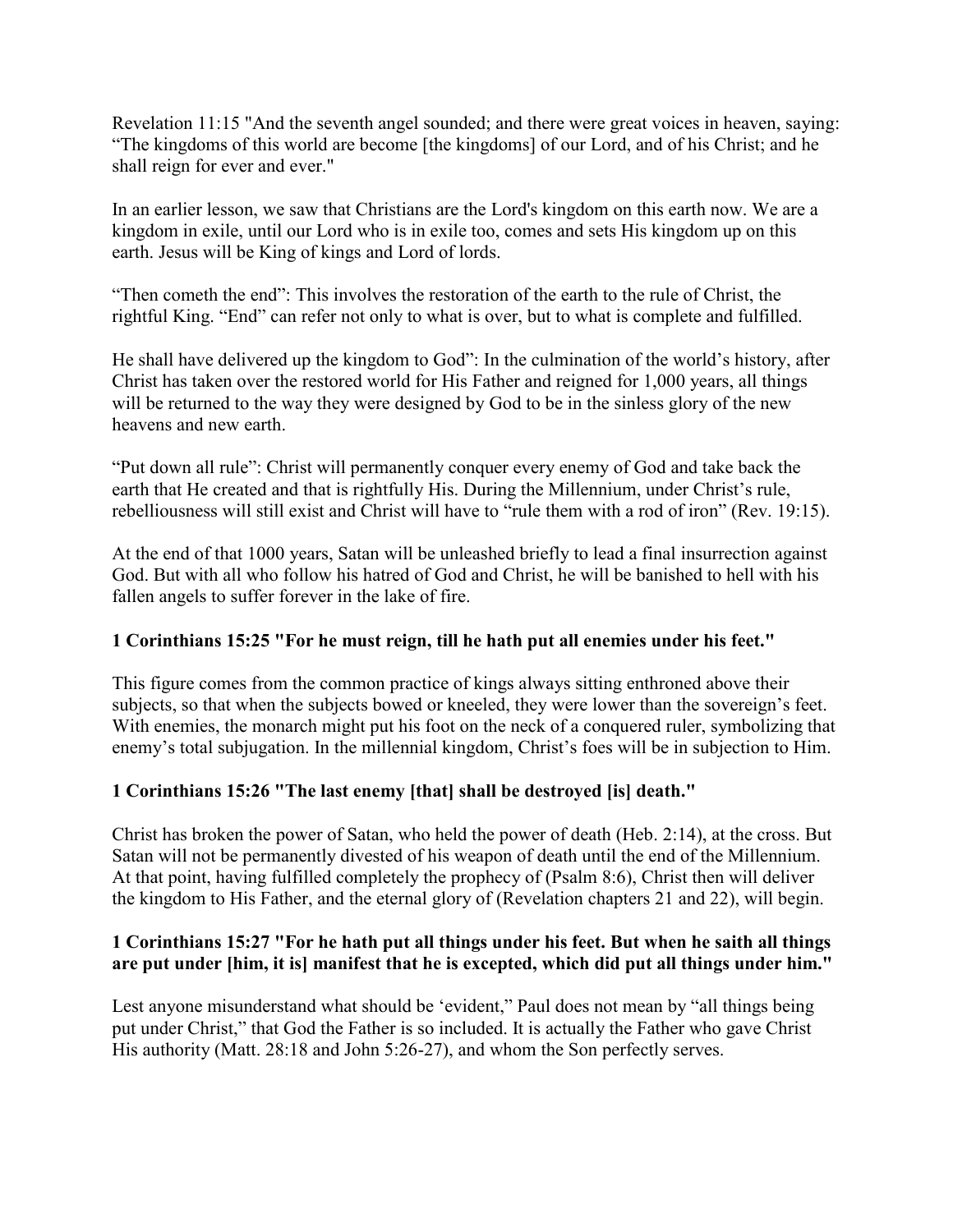Revelation 11:15 "And the seventh angel sounded; and there were great voices in heaven, saying: “The kingdoms of this world are become [the kingdoms] of our Lord, and of his Christ; and he shall reign for ever and ever."

In an earlier lesson, we saw that Christians are the Lord's kingdom on this earth now. We are a kingdom in exile, until our Lord who is in exile too, comes and sets His kingdom up on this earth. Jesus will be King of kings and Lord of lords.

“Then cometh the end”: This involves the restoration of the earth to the rule of Christ, the rightful King. “End” can refer not only to what is over, but to what is complete and fulfilled.

He shall have delivered up the kingdom to God”: In the culmination of the world’s history, after Christ has taken over the restored world for His Father and reigned for 1,000 years, all things will be returned to the way they were designed by God to be in the sinless glory of the new heavens and new earth.

“Put down all rule”: Christ will permanently conquer every enemy of God and take back the earth that He created and that is rightfully His. During the Millennium, under Christ’s rule, rebelliousness will still exist and Christ will have to “rule them with a rod of iron” (Rev. 19:15).

At the end of that 1000 years, Satan will be unleashed briefly to lead a final insurrection against God. But with all who follow his hatred of God and Christ, he will be banished to hell with his fallen angels to suffer forever in the lake of fire.

**1 Corinthians 15:25 "For he must reign, till he hath put all enemies under his feet."**

This figure comes from the common practice of kings always sitting enthroned above their subjects, so that when the subjects bowed or kneeled, they were lower than the sovereign’s feet. With enemies, the monarch might put his foot on the neck of a conquered ruler, symbolizing that enemy’s total subjugation. In the millennial kingdom, Christ’s foes will be in subjection to Him.

**1 Corinthians 15:26 "The last enemy [that] shall be destroyed [is] death."**

Christ has broken the power of Satan, who held the power of death (Heb. 2:14), at the cross. But Satan will not be permanently divested of his weapon of death until the end of the Millennium. At that point, having fulfilled completely the prophecy of (Psalm 8:6), Christ then will deliver the kingdom to His Father, and the eternal glory of (Revelation chapters 21 and 22), will begin.

**1 Corinthians 15:27 "For he hath put all things under his feet. But when he saith all things are put under [him, it is] manifest that he is excepted, which did put all things under him."**

Lest anyone misunderstand what should be ‘evident,” Paul does not mean by “all things being put under Christ,” that God the Father is so included. It is actually the Father who gave Christ His authority (Matt. 28:18 and John 5:26-27), and whom the Son perfectly serves.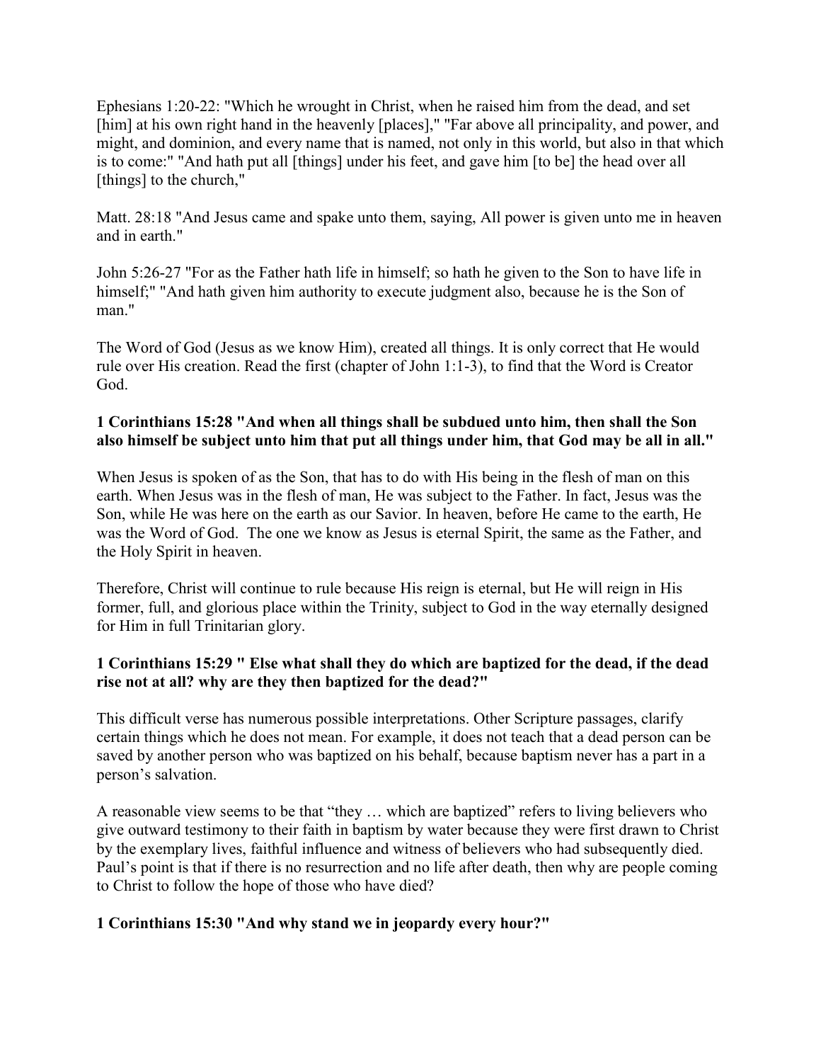Ephesians 1:20-22: "Which he wrought in Christ, when he raised him from the dead, and set [him] at his own right hand in the heavenly [places]," "Far above all principality, and power, and might, and dominion, and every name that is named, not only in this world, but also in that which is to come:" "And hath put all [things] under his feet, and gave him [to be] the head over all [things] to the church,"

Matt. 28:18 "And Jesus came and spake unto them, saying, All power is given unto me in heaven and in earth."

John 5:26-27 "For as the Father hath life in himself; so hath he given to the Son to have life in himself;" "And hath given him authority to execute judgment also, because he is the Son of man."

The Word of God (Jesus as we know Him), created all things. It is only correct that He would rule over His creation. Read the first (chapter of John 1:1-3), to find that the Word is Creator God.

**1 Corinthians 15:28 "And when all things shall be subdued unto him, then shall the Son also himself be subject unto him that put all things under him, that God may be all in all."**

When Jesus is spoken of as the Son, that has to do with His being in the flesh of man on this earth. When Jesus was in the flesh of man, He was subject to the Father. In fact, Jesus was the Son, while He was here on the earth as our Savior. In heaven, before He came to the earth, He was the Word of God. The one we know as Jesus is eternal Spirit, the same as the Father, and the Holy Spirit in heaven.

Therefore, Christ will continue to rule because His reign is eternal, but He will reign in His former, full, and glorious place within the Trinity, subject to God in the way eternally designed for Him in full Trinitarian glory.

**1 Corinthians 15:29 " Else what shall they do which are baptized for the dead, if the dead rise not at all? why are they then baptized for the dead?"**

This difficult verse has numerous possible interpretations. Other Scripture passages, clarify certain things which he does not mean. For example, it does not teach that a dead person can be saved by another person who was baptized on his behalf, because baptism never has a part in a person's salvation.

A reasonable view seems to be that "they … which are baptized" refers to living believers who give outward testimony to their faith in baptism by water because they were first drawn to Christ by the exemplary lives, faithful influence and witness of believers who had subsequently died. Paul's point is that if there is no resurrection and no life after death, then why are people coming to Christ to follow the hope of those who have died?

**1 Corinthians 15:30 "And why stand we in jeopardy every hour?"**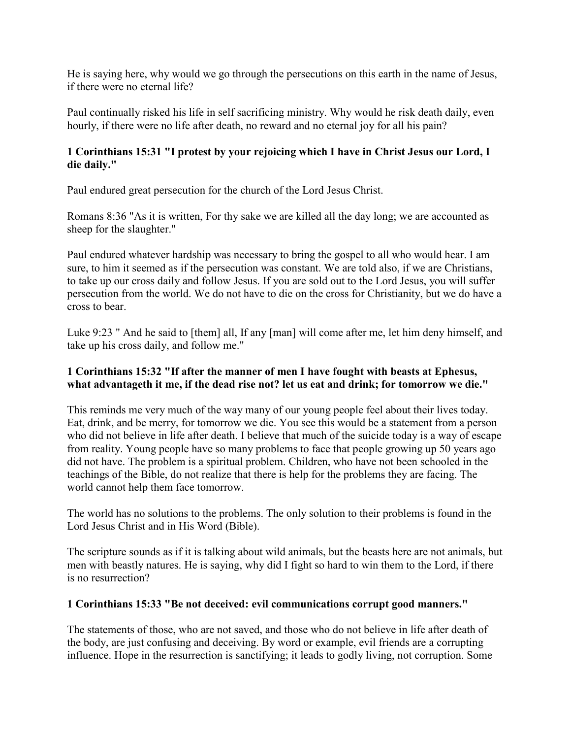He is saying here, why would we go through the persecutions on this earth in the name of Jesus, if there were no eternal life?

Paul continually risked his life in self sacrificing ministry. Why would he risk death daily, even hourly, if there were no life after death, no reward and no eternal joy for all his pain?

**1 Corinthians 15:31 "I protest by your rejoicing which I have in Christ Jesus our Lord, I die daily."**

Paul endured great persecution for the church of the Lord Jesus Christ.

Romans 8:36 "As it is written, For thy sake we are killed all the day long; we are accounted as sheep for the slaughter."

Paul endured whatever hardship was necessary to bring the gospel to all who would hear. I am sure, to him it seemed as if the persecution was constant. We are told also, if we are Christians, to take up our cross daily and follow Jesus. If you are sold out to the Lord Jesus, you will suffer persecution from the world. We do not have to die on the cross for Christianity, but we do have a cross to bear.

Luke 9:23 " And he said to [them] all, If any [man] will come after me, let him deny himself, and take up his cross daily, and follow me."

**1 Corinthians 15:32 "If after the manner of men I have fought with beasts at Ephesus, what advantageth it me, if the dead rise not? let us eat and drink; for tomorrow we die."**

This reminds me very much of the way many of our young people feel about their lives today. Eat, drink, and be merry, for tomorrow we die. You see this would be a statement from a person who did not believe in life after death. I believe that much of the suicide today is a way of escape from reality. Young people have so many problems to face that people growing up 50 years ago did not have. The problem is a spiritual problem. Children, who have not been schooled in the teachings of the Bible, do not realize that there is help for the problems they are facing. The world cannot help them face tomorrow.

The world has no solutions to the problems. The only solution to their problems is found in the Lord Jesus Christ and in His Word (Bible).

The scripture sounds as if it is talking about wild animals, but the beasts here are not animals, but men with beastly natures. He is saying, why did I fight so hard to win them to the Lord, if there is no resurrection?

**1 Corinthians 15:33 "Be not deceived: evil communications corrupt good manners."**

The statements of those, who are not saved, and those who do not believe in life after death of the body, are just confusing and deceiving. By word or example, evil friends are a corrupting influence. Hope in the resurrection is sanctifying; it leads to godly living, not corruption. Some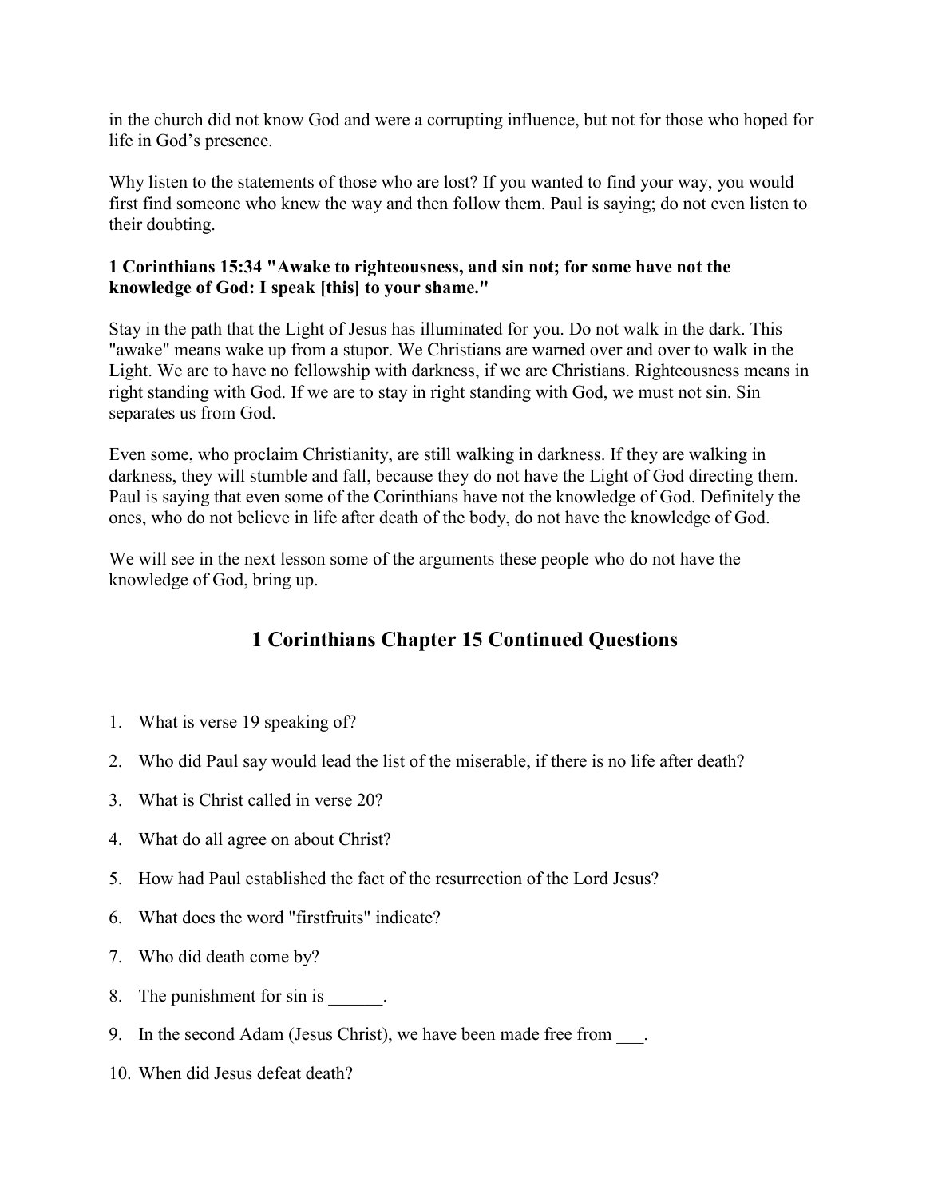in the church did not know God and were a corrupting influence, but not for those who hoped for life in God's presence.

Why listen to the statements of those who are lost? If you wanted to find your way, you would first find someone who knew the way and then follow them. Paul is saying; do not even listen to their doubting.

**1 Corinthians 15:34 "Awake to righteousness, and sin not; for some have not the knowledge of God: I speak [this] to your shame."**

Stay in the path that the Light of Jesus has illuminated for you. Do not walk in the dark. This "awake" means wake up from a stupor. We Christians are warned over and over to walk in the Light. We are to have no fellowship with darkness, if we are Christians. Righteousness means in right standing with God. If we are to stay in right standing with God, we must not sin. Sin separates us from God.

Even some, who proclaim Christianity, are still walking in darkness. If they are walking in darkness, they will stumble and fall, because they do not have the Light of God directing them. Paul is saying that even some of the Corinthians have not the knowledge of God. Definitely the ones, who do not believe in life after death of the body, do not have the knowledge of God.

We will see in the next lesson some of the arguments these people who do not have the knowledge of God, bring up.

## 1 Corinthians Chapter 15 Continued Questions

1. What is verse 19 speaking of?
2. Who did Paul say would lead the list of the miserable, if there is no life after death?
3. What is Christ called in verse 20?
4. What do all agree on about Christ?
5. How had Paul established the fact of the resurrection of the Lord Jesus?
6. What does the word "firstfruits" indicate?
7. Who did death come by?
8. The punishment for sin is ______.
9. In the second Adam (Jesus Christ), we have been made free from ___.
10. When did Jesus defeat death?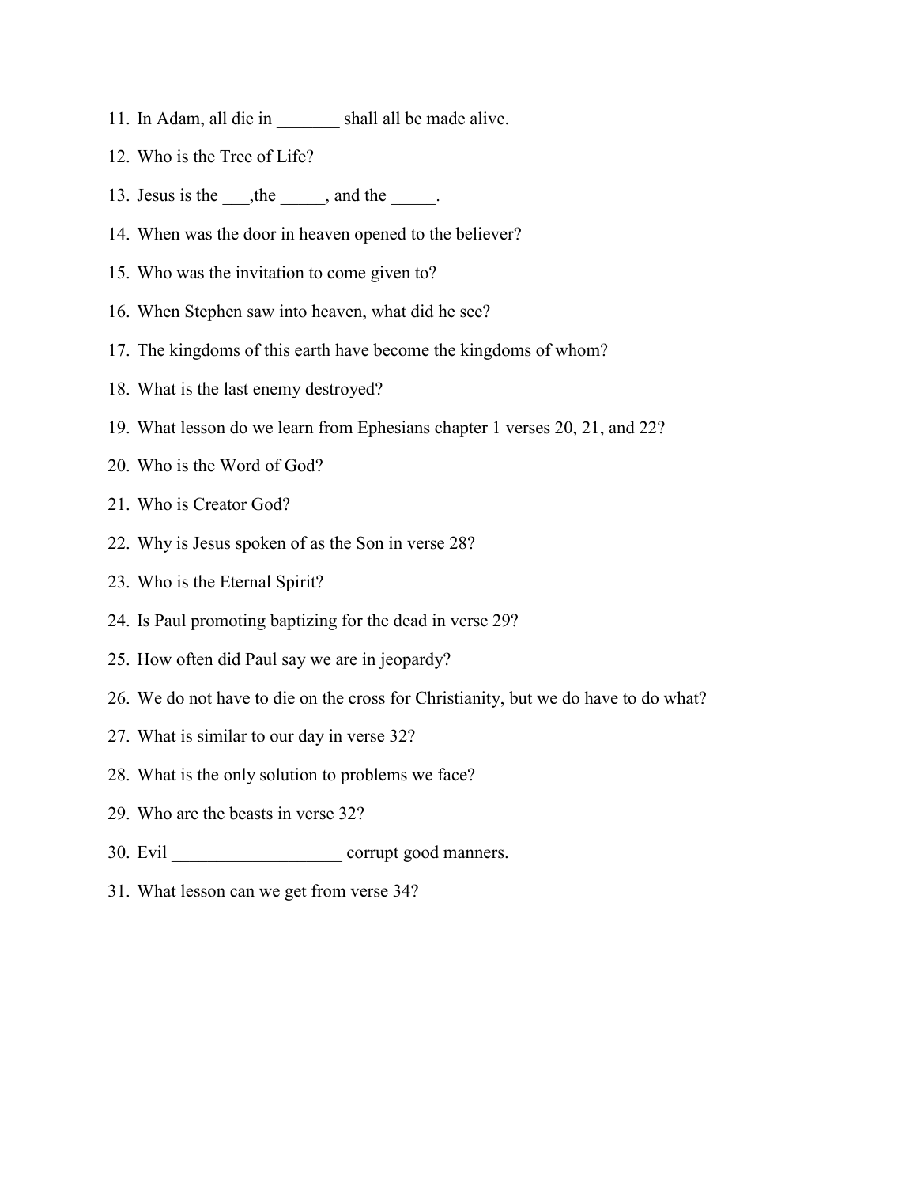11. In Adam, all die in _______ shall all be made alive.
12. Who is the Tree of Life?
13. Jesus is the ___,the _____, and the _____.
14. When was the door in heaven opened to the believer?
15. Who was the invitation to come given to?
16. When Stephen saw into heaven, what did he see?
17. The kingdoms of this earth have become the kingdoms of whom?
18. What is the last enemy destroyed?
19. What lesson do we learn from Ephesians chapter 1 verses 20, 21, and 22?
20. Who is the Word of God?
21. Who is Creator God?
22. Why is Jesus spoken of as the Son in verse 28?
23. Who is the Eternal Spirit?
24. Is Paul promoting baptizing for the dead in verse 29?
25. How often did Paul say we are in jeopardy?
26. We do not have to die on the cross for Christianity, but we do have to do what?
27. What is similar to our day in verse 32?
28. What is the only solution to problems we face?
29. Who are the beasts in verse 32?
30. Evil ___________________ corrupt good manners.
31. What lesson can we get from verse 34?